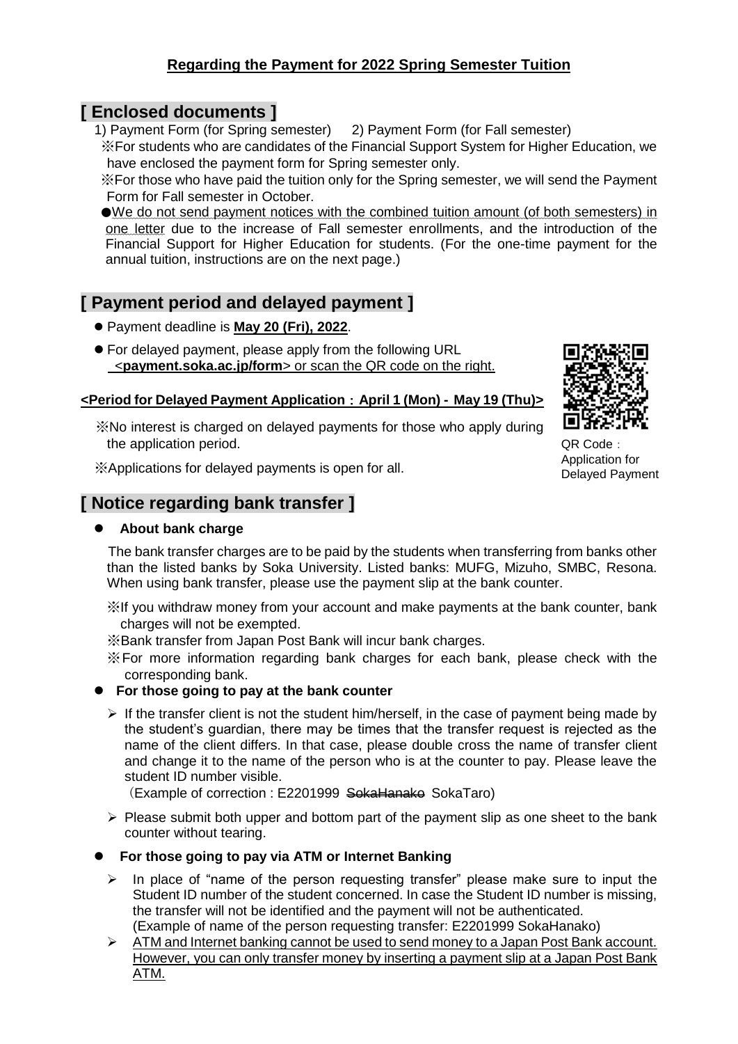# Regarding the Payment for 2022 Spring Semester Tuition

## [ Enclosed documents ]

1) Payment Form (for Spring semester)　2) Payment Form (for Fall semester)

※For students who are candidates of the Financial Support System for Higher Education, we have enclosed the payment form for Spring semester only.

※For those who have paid the tuition only for the Spring semester, we will send the Payment Form for Fall semester in October.

●We do not send payment notices with the combined tuition amount (of both semesters) in one letter due to the increase of Fall semester enrollments, and the introduction of the Financial Support for Higher Education for students. (For the one-time payment for the annual tuition, instructions are on the next page.)

## [ Payment period and delayed payment ]

- Payment deadline is **May 20 (Fri), 2022**.
- For delayed payment, please apply from the following URL <**payment.soka.ac.jp/form**> or scan the QR code on the right.

QR Code：Application for Delayed Payment

**<Period for Delayed Payment Application：April 1 (Mon) - May 19 (Thu)>**

※No interest is charged on delayed payments for those who apply during the application period.

※Applications for delayed payments is open for all.

## [ Notice regarding bank transfer ]

- **About bank charge**

The bank transfer charges are to be paid by the students when transferring from banks other than the listed banks by Soka University. Listed banks: MUFG, Mizuho, SMBC, Resona. When using bank transfer, please use the payment slip at the bank counter.

※If you withdraw money from your account and make payments at the bank counter, bank charges will not be exempted.

※Bank transfer from Japan Post Bank will incur bank charges.

※For more information regarding bank charges for each bank, please check with the corresponding bank.

- **For those going to pay at the bank counter**
  - If the transfer client is not the student him/herself, in the case of payment being made by the student's guardian, there may be times that the transfer request is rejected as the name of the client differs. In that case, please double cross the name of transfer client and change it to the name of the person who is at the counter to pay. Please leave the student ID number visible.
    (Example of correction : E2201999 ~~SokaHanako~~ SokaTaro)
  - Please submit both upper and bottom part of the payment slip as one sheet to the bank counter without tearing.

- **For those going to pay via ATM or Internet Banking**
  - In place of "name of the person requesting transfer" please make sure to input the Student ID number of the student concerned. In case the Student ID number is missing, the transfer will not be identified and the payment will not be authenticated.
    (Example of name of the person requesting transfer: E2201999 SokaHanako)
  - ATM and Internet banking cannot be used to send money to a Japan Post Bank account. However, you can only transfer money by inserting a payment slip at a Japan Post Bank ATM.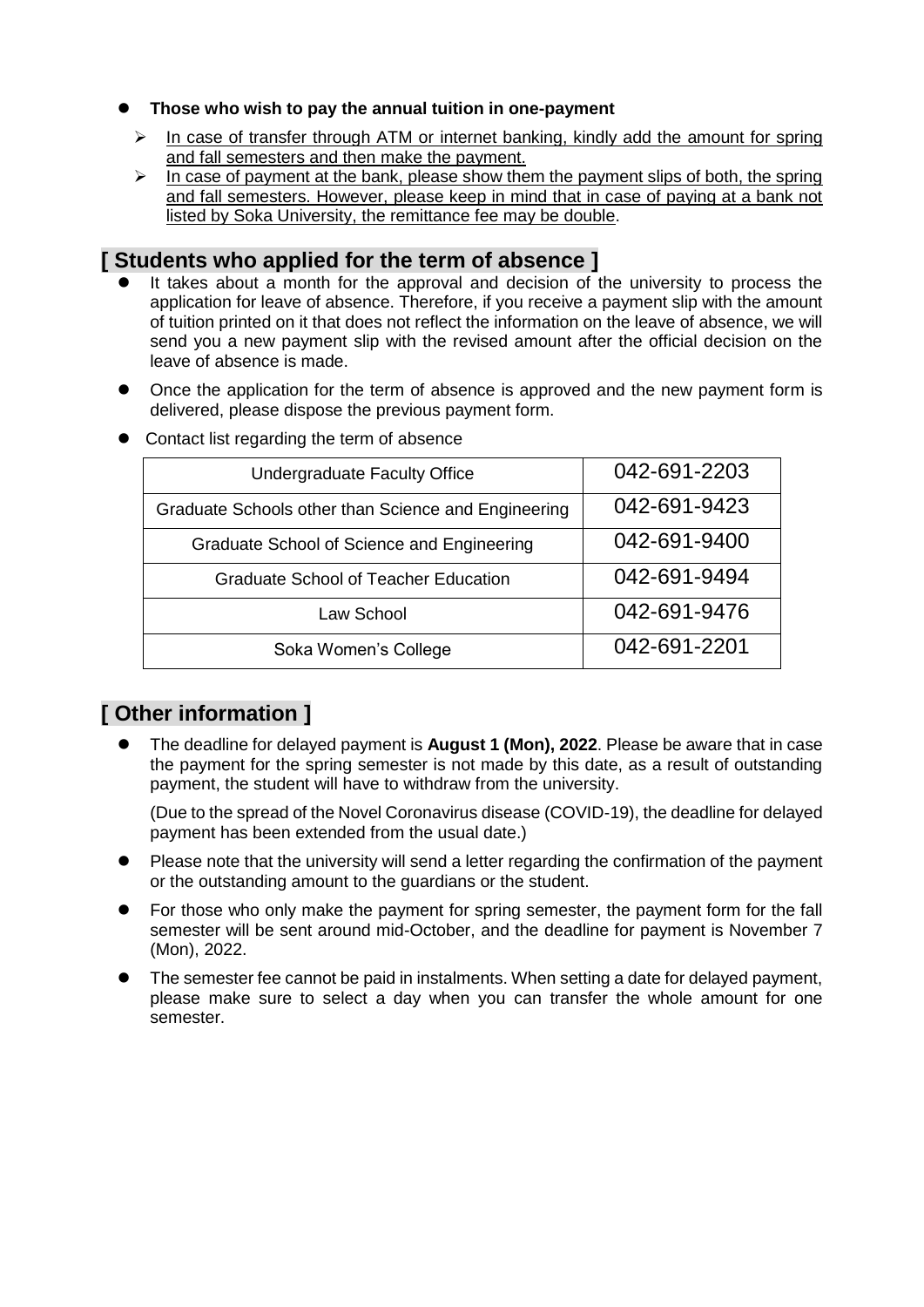- **Those who wish to pay the annual tuition in one-payment**
  - In case of transfer through ATM or internet banking, kindly add the amount for spring and fall semesters and then make the payment.
  - In case of payment at the bank, please show them the payment slips of both, the spring and fall semesters. However, please keep in mind that in case of paying at a bank not listed by Soka University, the remittance fee may be double.

## [ Students who applied for the term of absence ]

- It takes about a month for the approval and decision of the university to process the application for leave of absence. Therefore, if you receive a payment slip with the amount of tuition printed on it that does not reflect the information on the leave of absence, we will send you a new payment slip with the revised amount after the official decision on the leave of absence is made.
- Once the application for the term of absence is approved and the new payment form is delivered, please dispose the previous payment form.
- Contact list regarding the term of absence

| | |
|---|---|
| Undergraduate Faculty Office | 042-691-2203 |
| Graduate Schools other than Science and Engineering | 042-691-9423 |
| Graduate School of Science and Engineering | 042-691-9400 |
| Graduate School of Teacher Education | 042-691-9494 |
| Law School | 042-691-9476 |
| Soka Women's College | 042-691-2201 |

## [ Other information ]

- The deadline for delayed payment is **August 1 (Mon), 2022**. Please be aware that in case the payment for the spring semester is not made by this date, as a result of outstanding payment, the student will have to withdraw from the university.

  (Due to the spread of the Novel Coronavirus disease (COVID-19), the deadline for delayed payment has been extended from the usual date.)
- Please note that the university will send a letter regarding the confirmation of the payment or the outstanding amount to the guardians or the student.
- For those who only make the payment for spring semester, the payment form for the fall semester will be sent around mid-October, and the deadline for payment is November 7 (Mon), 2022.
- The semester fee cannot be paid in instalments. When setting a date for delayed payment, please make sure to select a day when you can transfer the whole amount for one semester.